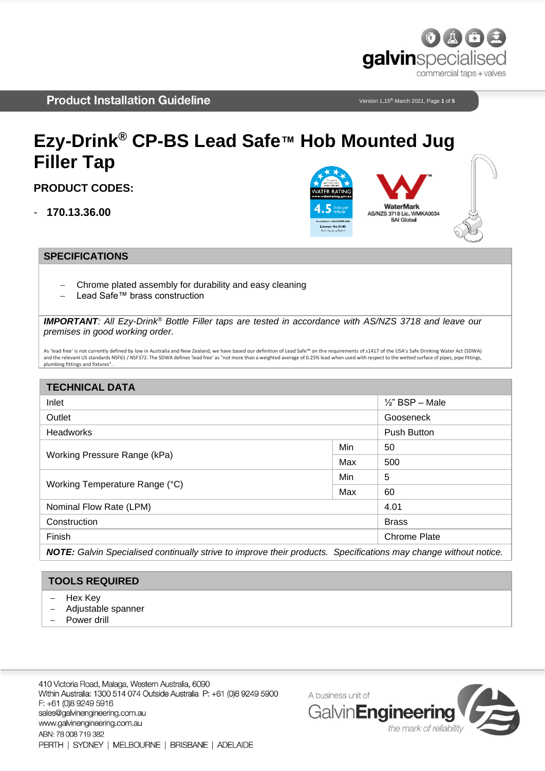# Ezy-Drink® CP-BS Lead Safe™ Hob Mounted Jug Filler Tap

## PRODUCT CODES:

- **170.13.36.00**

## SPECIFICATIONS

- Chrome plated assembly for durability and easy cleaning
- Lead Safe™ brass construction

***IMPORTANT****: All Ezy-Drink® Bottle Filler taps are tested in accordance with AS/NZS 3718 and leave our premises in good working order.*

As 'lead free' is not currently defined by low in Australia and New Zealand, we have based our definition of Lead Safe™ on the requirements of s1417 of the USA's Safe Drinking Water Act (SDWA) and the relevant US standards NSF61 / NSF372. The SDWA defines 'lead free' as "not more than a weighted average of 0.25% lead when used with respect to the wetted surface of pipes, pipe fittings, plumbing fittings and fixtures".

## TECHNICAL DATA

| | | |
|---|---|---|
| Inlet | | ½" BSP – Male |
| Outlet | | Gooseneck |
| Headworks | | Push Button |
| Working Pressure Range (kPa) | Min | 50 |
| | Max | 500 |
| Working Temperature Range (°C) | Min | 5 |
| | Max | 60 |
| Nominal Flow Rate (LPM) | | 4.01 |
| Construction | | Brass |
| Finish | | Chrome Plate |

***NOTE:*** *Galvin Specialised continually strive to improve their products. Specifications may change without notice.*

## TOOLS REQUIRED

- Hex Key
- Adjustable spanner
- Power drill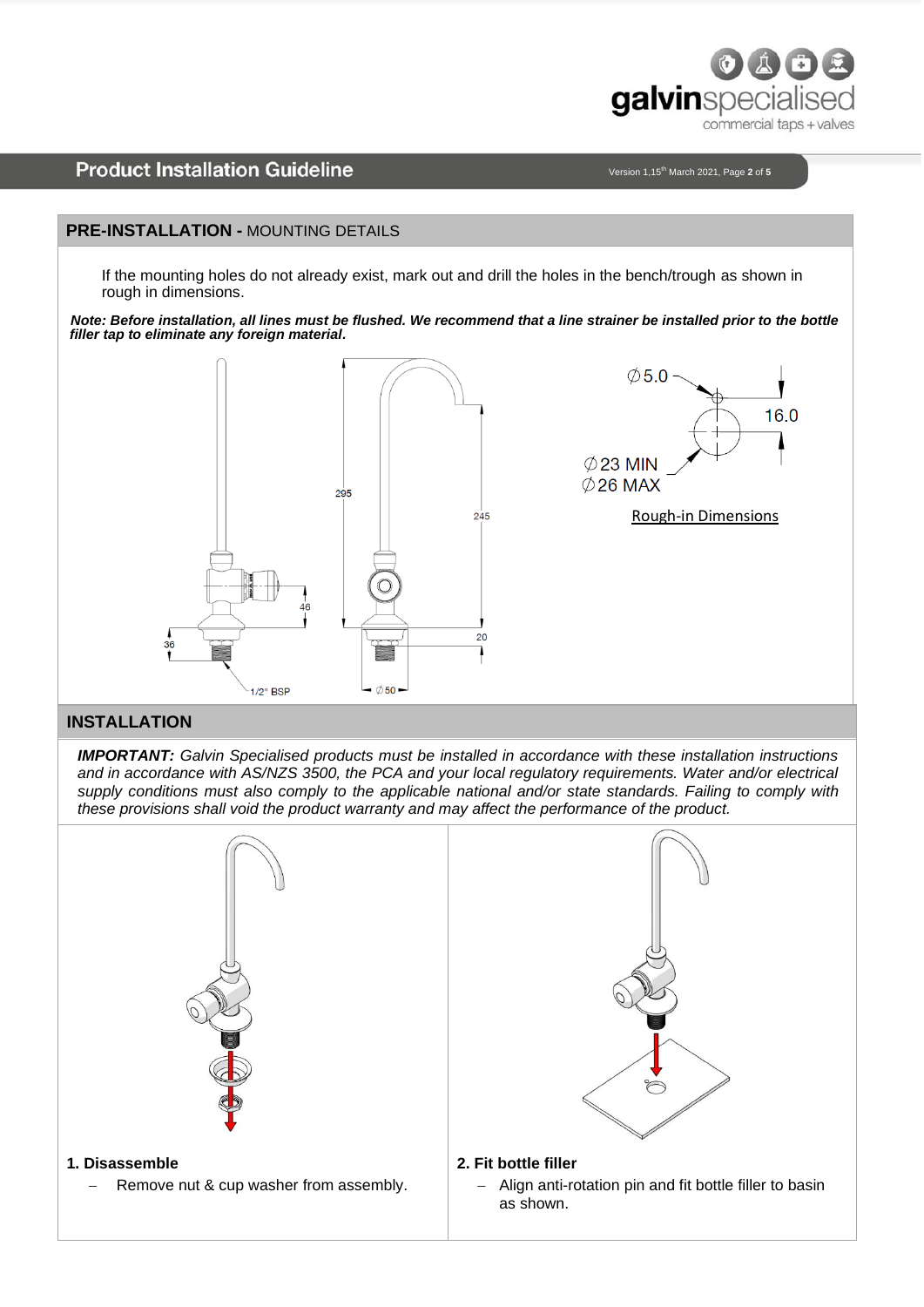## PRE-INSTALLATION - MOUNTING DETAILS

If the mounting holes do not already exist, mark out and drill the holes in the bench/trough as shown in rough in dimensions.

***Note: Before installation, all lines must be flushed. We recommend that a line strainer be installed prior to the bottle filler tap to eliminate any foreign material.***

Rough-in Dimensions

## INSTALLATION

***IMPORTANT:*** *Galvin Specialised products must be installed in accordance with these installation instructions and in accordance with AS/NZS 3500, the PCA and your local regulatory requirements. Water and/or electrical supply conditions must also comply to the applicable national and/or state standards. Failing to comply with these provisions shall void the product warranty and may affect the performance of the product.*

**1. Disassemble**

- Remove nut & cup washer from assembly.

**2. Fit bottle filler**

- Align anti-rotation pin and fit bottle filler to basin as shown.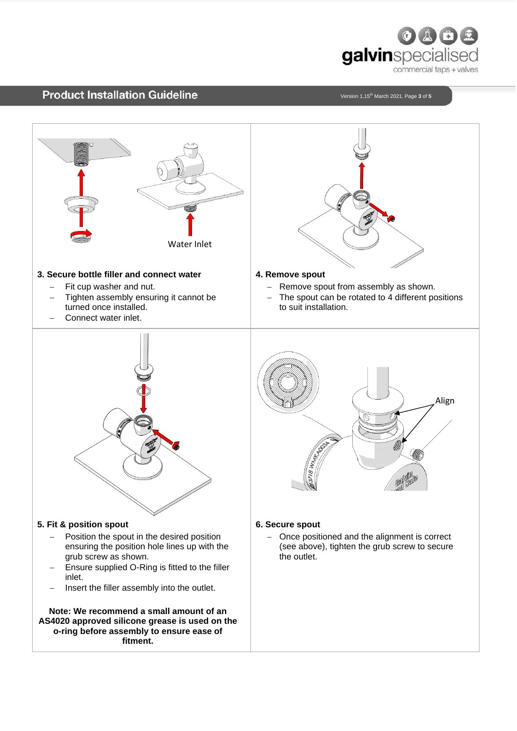Water Inlet

### 3. Secure bottle filler and connect water

- Fit cup washer and nut.
- Tighten assembly ensuring it cannot be turned once installed.
- Connect water inlet.

### 4. Remove spout

- Remove spout from assembly as shown.
- The spout can be rotated to 4 different positions to suit installation.

### 5. Fit & position spout

- Position the spout in the desired position ensuring the position hole lines up with the grub screw as shown.
- Ensure supplied O-Ring is fitted to the filler inlet.
- Insert the filler assembly into the outlet.

**Note: We recommend a small amount of an AS4020 approved silicone grease is used on the o-ring before assembly to ensure ease of fitment.**

Align

### 6. Secure spout

- Once positioned and the alignment is correct (see above), tighten the grub screw to secure the outlet.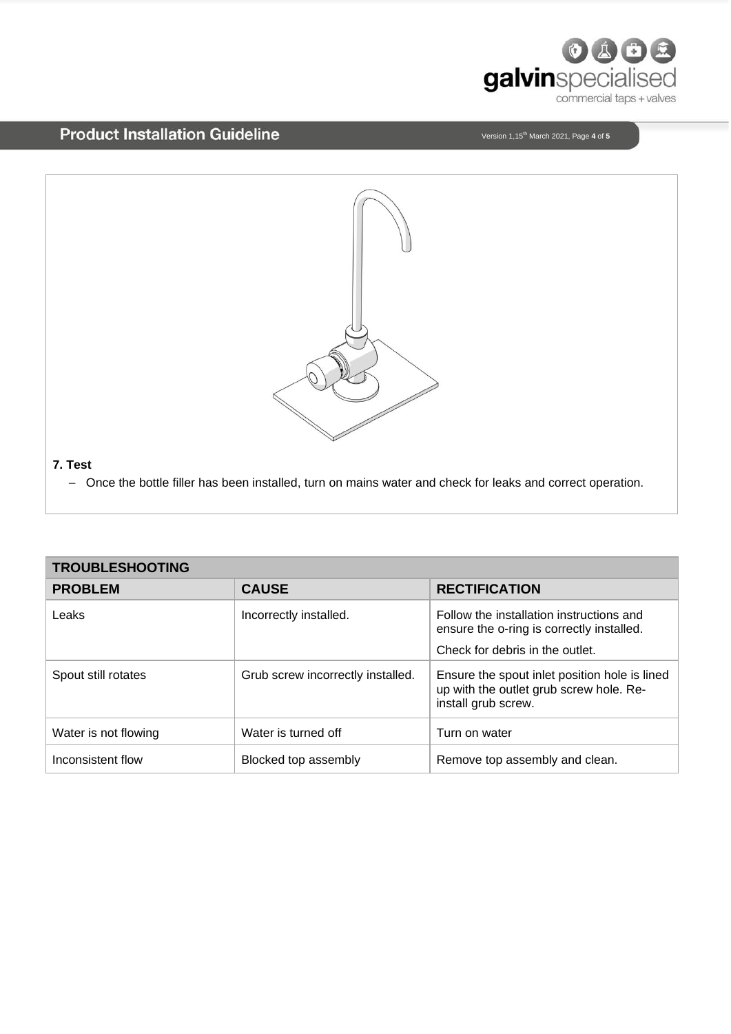**7. Test**

- Once the bottle filler has been installed, turn on mains water and check for leaks and correct operation.

| TROUBLESHOOTING | | |
|---|---|---|
| **PROBLEM** | **CAUSE** | **RECTIFICATION** |
| Leaks | Incorrectly installed. | Follow the installation instructions and ensure the o-ring is correctly installed. Check for debris in the outlet. |
| Spout still rotates | Grub screw incorrectly installed. | Ensure the spout inlet position hole is lined up with the outlet grub screw hole. Re-install grub screw. |
| Water is not flowing | Water is turned off | Turn on water |
| Inconsistent flow | Blocked top assembly | Remove top assembly and clean. |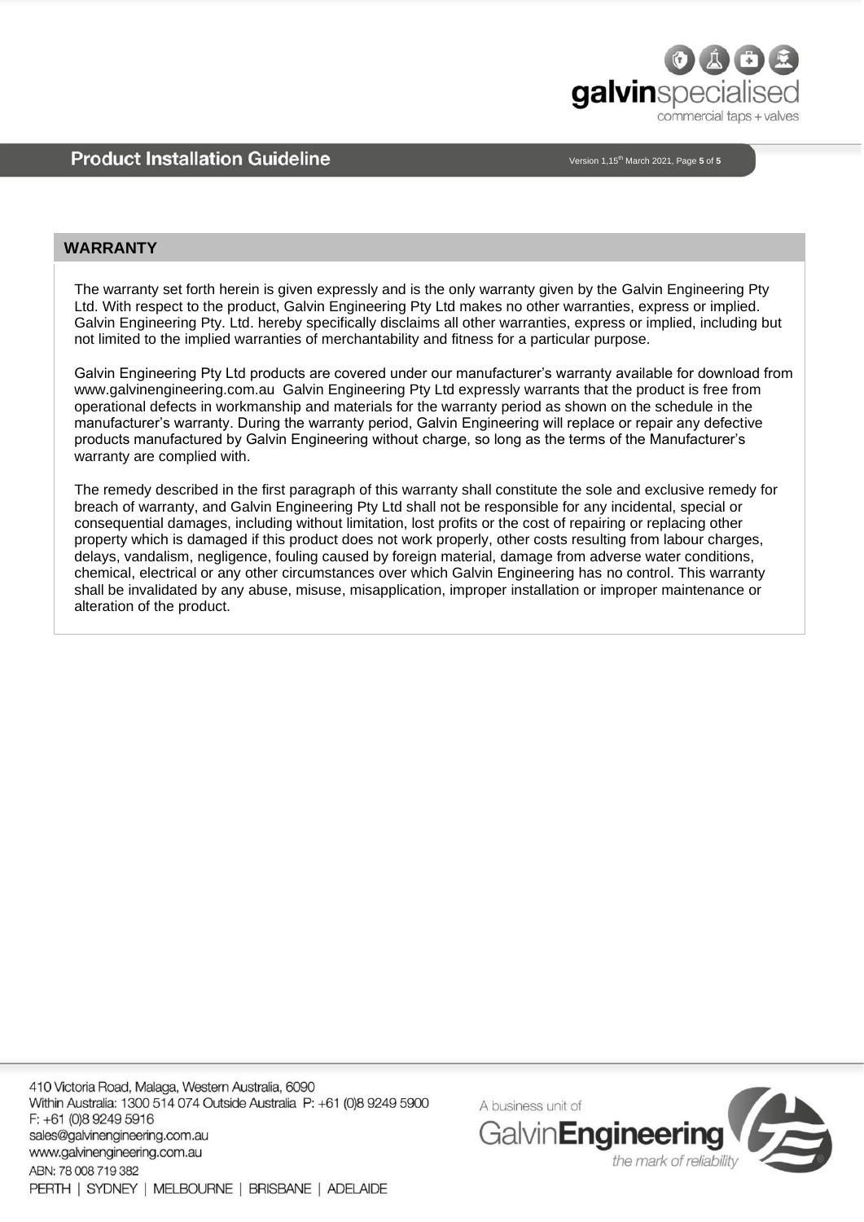## WARRANTY

The warranty set forth herein is given expressly and is the only warranty given by the Galvin Engineering Pty Ltd. With respect to the product, Galvin Engineering Pty Ltd makes no other warranties, express or implied. Galvin Engineering Pty. Ltd. hereby specifically disclaims all other warranties, express or implied, including but not limited to the implied warranties of merchantability and fitness for a particular purpose.

Galvin Engineering Pty Ltd products are covered under our manufacturer's warranty available for download from www.galvinengineering.com.au Galvin Engineering Pty Ltd expressly warrants that the product is free from operational defects in workmanship and materials for the warranty period as shown on the schedule in the manufacturer's warranty. During the warranty period, Galvin Engineering will replace or repair any defective products manufactured by Galvin Engineering without charge, so long as the terms of the Manufacturer's warranty are complied with.

The remedy described in the first paragraph of this warranty shall constitute the sole and exclusive remedy for breach of warranty, and Galvin Engineering Pty Ltd shall not be responsible for any incidental, special or consequential damages, including without limitation, lost profits or the cost of repairing or replacing other property which is damaged if this product does not work properly, other costs resulting from labour charges, delays, vandalism, negligence, fouling caused by foreign material, damage from adverse water conditions, chemical, electrical or any other circumstances over which Galvin Engineering has no control. This warranty shall be invalidated by any abuse, misuse, misapplication, improper installation or improper maintenance or alteration of the product.